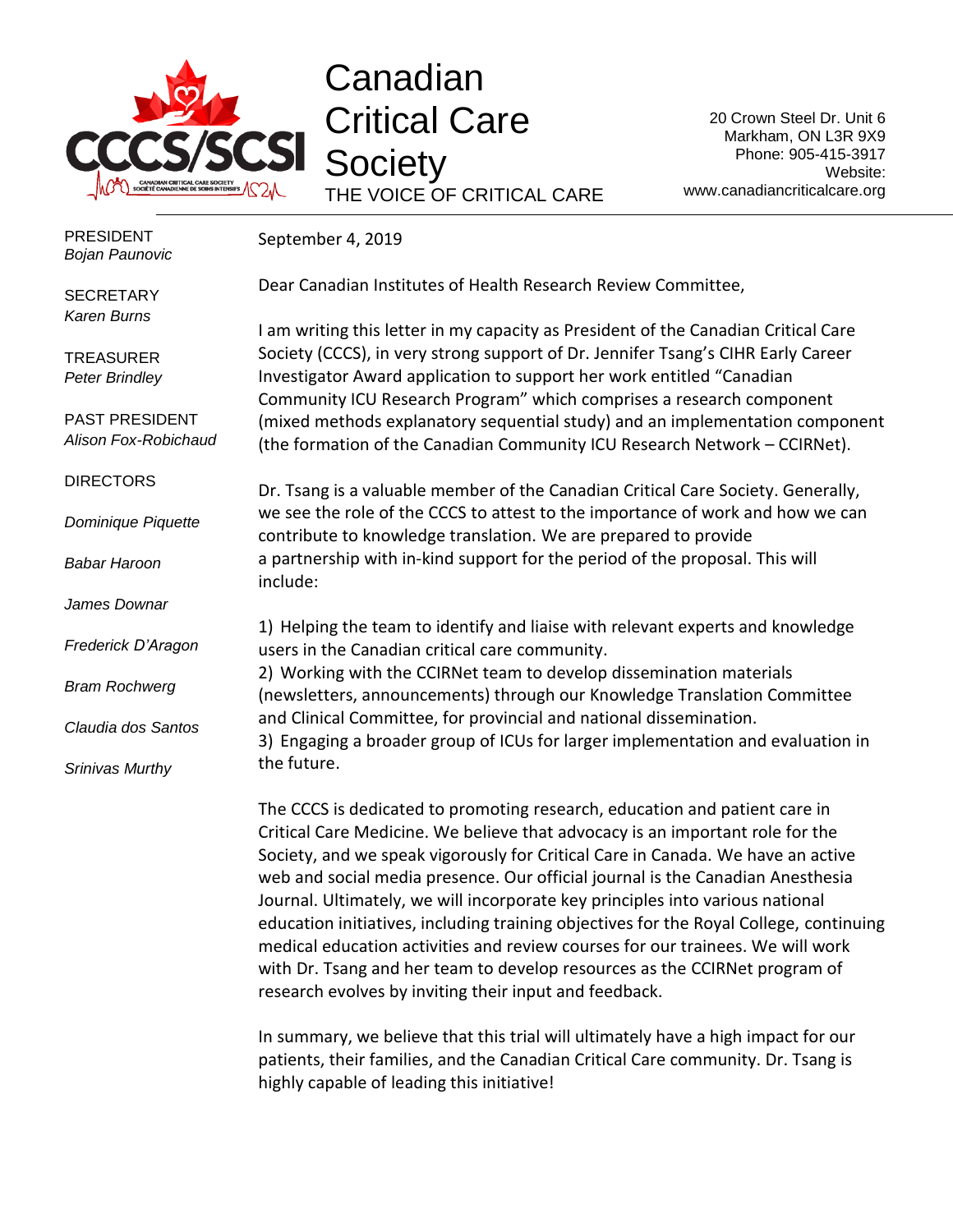# Canadian Critical Care Society

THE VOICE OF CRITICAL CARE

20 Crown Steel Dr. Unit 6
Markham, ON L3R 9X9
Phone: 905-415-3917
Website:
www.canadiancriticalcare.org

PRESIDENT
*Bojan Paunovic*

SECRETARY
*Karen Burns*

TREASURER
*Peter Brindley*

PAST PRESIDENT
*Alison Fox-Robichaud*

DIRECTORS

*Dominique Piquette*

*Babar Haroon*

*James Downar*

*Frederick D'Aragon*

*Bram Rochwerg*

*Claudia dos Santos*

*Srinivas Murthy*

September 4, 2019

Dear Canadian Institutes of Health Research Review Committee,

I am writing this letter in my capacity as President of the Canadian Critical Care Society (CCCS), in very strong support of Dr. Jennifer Tsang's CIHR Early Career Investigator Award application to support her work entitled "Canadian Community ICU Research Program" which comprises a research component (mixed methods explanatory sequential study) and an implementation component (the formation of the Canadian Community ICU Research Network – CCIRNet).

Dr. Tsang is a valuable member of the Canadian Critical Care Society. Generally, we see the role of the CCCS to attest to the importance of work and how we can contribute to knowledge translation. We are prepared to provide a partnership with in-kind support for the period of the proposal. This will include:

1) Helping the team to identify and liaise with relevant experts and knowledge users in the Canadian critical care community.
2) Working with the CCIRNet team to develop dissemination materials (newsletters, announcements) through our Knowledge Translation Committee and Clinical Committee, for provincial and national dissemination.
3) Engaging a broader group of ICUs for larger implementation and evaluation in the future.

The CCCS is dedicated to promoting research, education and patient care in Critical Care Medicine. We believe that advocacy is an important role for the Society, and we speak vigorously for Critical Care in Canada. We have an active web and social media presence. Our official journal is the Canadian Anesthesia Journal. Ultimately, we will incorporate key principles into various national education initiatives, including training objectives for the Royal College, continuing medical education activities and review courses for our trainees. We will work with Dr. Tsang and her team to develop resources as the CCIRNet program of research evolves by inviting their input and feedback.

In summary, we believe that this trial will ultimately have a high impact for our patients, their families, and the Canadian Critical Care community. Dr. Tsang is highly capable of leading this initiative!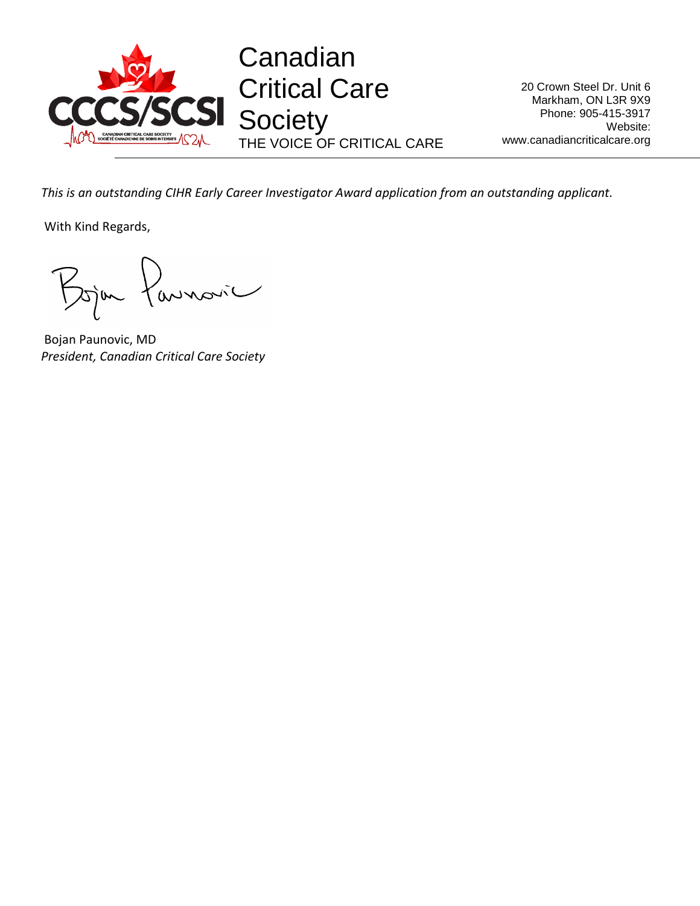Canadian Critical Care Society
THE VOICE OF CRITICAL CARE

20 Crown Steel Dr. Unit 6
Markham, ON L3R 9X9
Phone: 905-415-3917
Website:
www.canadiancriticalcare.org

*This is an outstanding CIHR Early Career Investigator Award application from an outstanding applicant.*

With Kind Regards,

Bojan Paunovic, MD
*President, Canadian Critical Care Society*